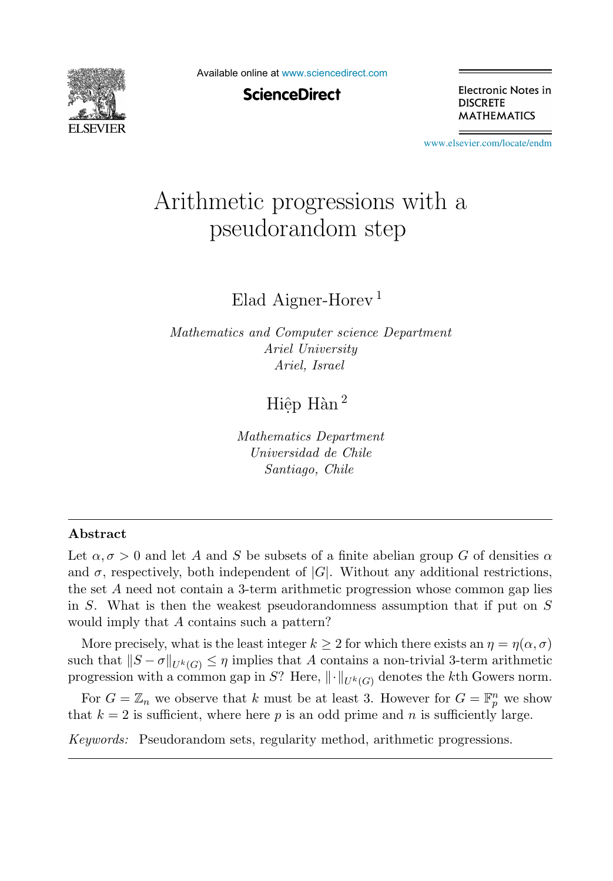# Arithmetic progressions with a pseudorandom step

Elad Aigner-Horev [1]

*Mathematics and Computer science Department*
*Ariel University*
*Ariel, Israel*

Hiệp Hàn [2]

*Mathematics Department*
*Universidad de Chile*
*Santiago, Chile*

---

### Abstract

Let $\alpha, \sigma > 0$ and let $A$ and $S$ be subsets of a finite abelian group $G$ of densities $\alpha$ and $\sigma$, respectively, both independent of $|G|$. Without any additional restrictions, the set $A$ need not contain a 3-term arithmetic progression whose common gap lies in $S$. What is then the weakest pseudorandomness assumption that if put on $S$ would imply that $A$ contains such a pattern?

More precisely, what is the least integer $k \geq 2$ for which there exists an $\eta = \eta(\alpha, \sigma)$ such that $\|S - \sigma\|_{U^k(G)} \leq \eta$ implies that $A$ contains a non-trivial 3-term arithmetic progression with a common gap in $S$? Here, $\|\cdot\|_{U^k(G)}$ denotes the $k$th Gowers norm.

For $G = \mathbb{Z}_n$ we observe that $k$ must be at least 3. However for $G = \mathbb{F}_p^n$ we show that $k = 2$ is sufficient, where here $p$ is an odd prime and $n$ is sufficiently large.

*Keywords:* Pseudorandom sets, regularity method, arithmetic progressions.

---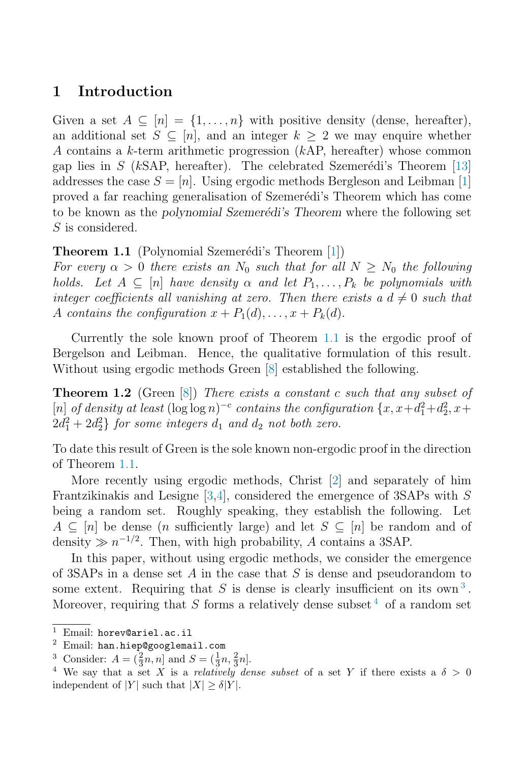## 1 Introduction

Given a set $A \subseteq [n] = \{1, \ldots, n\}$ with positive density (dense, hereafter), an additional set $S \subseteq [n]$, and an integer $k \geq 2$ we may enquire whether $A$ contains a $k$-term arithmetic progression ($k$AP, hereafter) whose common gap lies in $S$ ($k$SAP, hereafter). The celebrated Szemerédi's Theorem [13] addresses the case $S = [n]$. Using ergodic methods Bergleson and Leibman [1] proved a far reaching generalisation of Szemerédi's Theorem which has come to be known as the *polynomial Szemerédi's Theorem* where the following set $S$ is considered.

**Theorem 1.1** (Polynomial Szemerédi's Theorem [1])
*For every $\alpha > 0$ there exists an $N_0$ such that for all $N \geq N_0$ the following holds. Let $A \subseteq [n]$ have density $\alpha$ and let $P_1, \ldots, P_k$ be polynomials with integer coefficients all vanishing at zero. Then there exists a $d \neq 0$ such that $A$ contains the configuration $x + P_1(d), \ldots, x + P_k(d)$.*

Currently the sole known proof of Theorem 1.1 is the ergodic proof of Bergelson and Leibman. Hence, the qualitative formulation of this result. Without using ergodic methods Green [8] established the following.

**Theorem 1.2** (Green [8]) *There exists a constant $c$ such that any subset of $[n]$ of density at least $(\log\log n)^{-c}$ contains the configuration $\{x, x + d_1^2 + d_2^2, x + 2d_1^2 + 2d_2^2\}$ for some integers $d_1$ and $d_2$ not both zero.*

To date this result of Green is the sole known non-ergodic proof in the direction of Theorem 1.1.

More recently using ergodic methods, Christ [2] and separately of him Frantzikinakis and Lesigne [3,4], considered the emergence of 3SAPs with $S$ being a random set. Roughly speaking, they establish the following. Let $A \subseteq [n]$ be dense ($n$ sufficiently large) and let $S \subseteq [n]$ be random and of density $\gg n^{-1/2}$. Then, with high probability, $A$ contains a 3SAP.

In this paper, without using ergodic methods, we consider the emergence of 3SAPs in a dense set $A$ in the case that $S$ is dense and pseudorandom to some extent. Requiring that $S$ is dense is clearly insufficient on its own [3]. Moreover, requiring that $S$ forms a relatively dense subset [4] of a random set

[1] Email: horev@ariel.ac.il

[2] Email: han.hiep@googlemail.com

[3] Consider: $A = (\frac{2}{3}n, n]$ and $S = (\frac{1}{3}n, \frac{2}{3}n]$.

[4] We say that a set $X$ is a *relatively dense subset* of a set $Y$ if there exists a $\delta > 0$ independent of $|Y|$ such that $|X| \geq \delta|Y|$.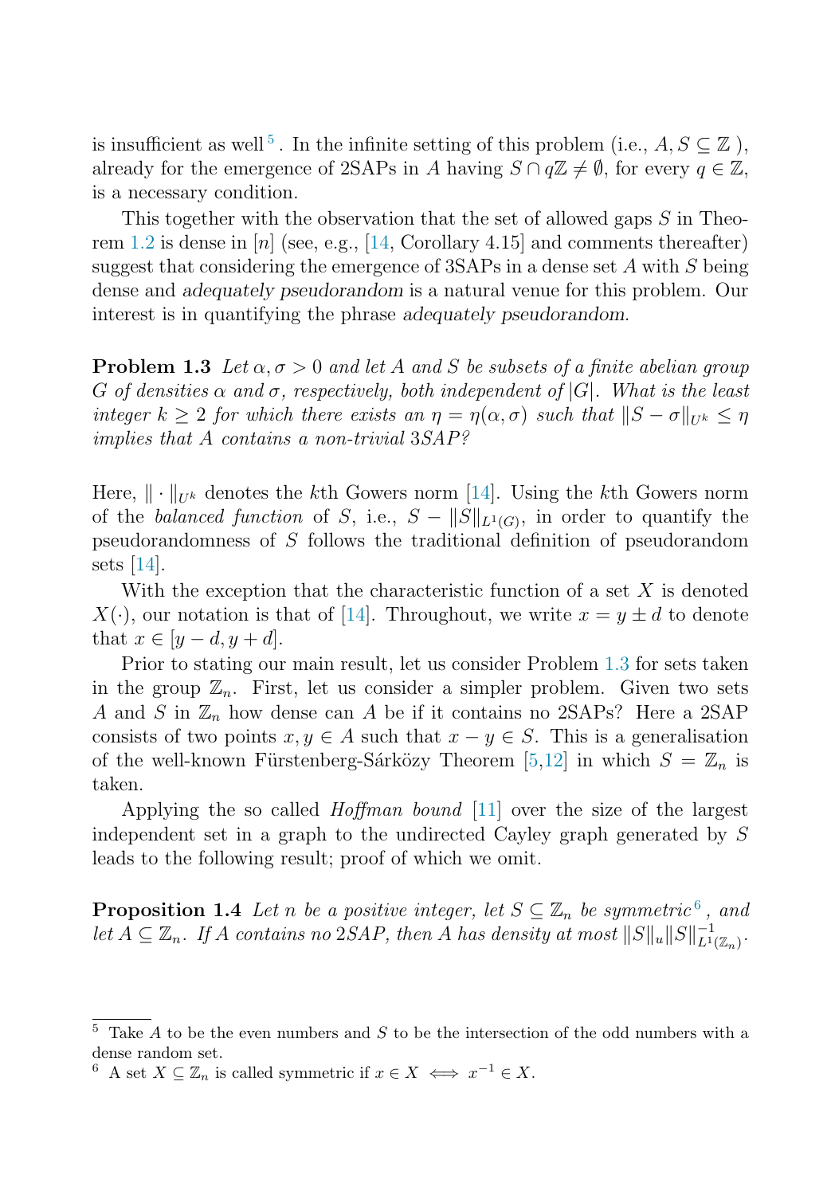is insufficient as well[5]. In the infinite setting of this problem (i.e., $A, S \subseteq \mathbb{Z}$), already for the emergence of 2SAPs in $A$ having $S \cap q\mathbb{Z} \neq \emptyset$, for every $q \in \mathbb{Z}$, is a necessary condition.

This together with the observation that the set of allowed gaps $S$ in Theorem 1.2 is dense in $[n]$ (see, e.g., [14, Corollary 4.15] and comments thereafter) suggest that considering the emergence of 3SAPs in a dense set $A$ with $S$ being dense and *adequately pseudorandom* is a natural venue for this problem. Our interest is in quantifying the phrase *adequately pseudorandom*.

**Problem 1.3** *Let $\alpha, \sigma > 0$ and let $A$ and $S$ be subsets of a finite abelian group $G$ of densities $\alpha$ and $\sigma$, respectively, both independent of $|G|$. What is the least integer $k \geq 2$ for which there exists an $\eta = \eta(\alpha, \sigma)$ such that $\|S - \sigma\|_{U^k} \leq \eta$ implies that $A$ contains a non-trivial 3SAP?*

Here, $\|\cdot\|_{U^k}$ denotes the $k$th Gowers norm [14]. Using the $k$th Gowers norm of the *balanced function* of $S$, i.e., $S - \|S\|_{L^1(G)}$, in order to quantify the pseudorandomness of $S$ follows the traditional definition of pseudorandom sets [14].

With the exception that the characteristic function of a set $X$ is denoted $X(\cdot)$, our notation is that of [14]. Throughout, we write $x = y \pm d$ to denote that $x \in [y - d, y + d]$.

Prior to stating our main result, let us consider Problem 1.3 for sets taken in the group $\mathbb{Z}_n$. First, let us consider a simpler problem. Given two sets $A$ and $S$ in $\mathbb{Z}_n$ how dense can $A$ be if it contains no 2SAPs? Here a 2SAP consists of two points $x, y \in A$ such that $x - y \in S$. This is a generalisation of the well-known Fürstenberg-Sárközy Theorem [5,12] in which $S = \mathbb{Z}_n$ is taken.

Applying the so called *Hoffman bound* [11] over the size of the largest independent set in a graph to the undirected Cayley graph generated by $S$ leads to the following result; proof of which we omit.

**Proposition 1.4** *Let $n$ be a positive integer, let $S \subseteq \mathbb{Z}_n$ be symmetric*[6]*, and let $A \subseteq \mathbb{Z}_n$. If $A$ contains no 2SAP, then $A$ has density at most $\|S\|_u \|S\|^{-1}_{L^1(\mathbb{Z}_n)}$.*

---

[5] Take $A$ to be the even numbers and $S$ to be the intersection of the odd numbers with a dense random set.

[6] A set $X \subseteq \mathbb{Z}_n$ is called symmetric if $x \in X \iff x^{-1} \in X$.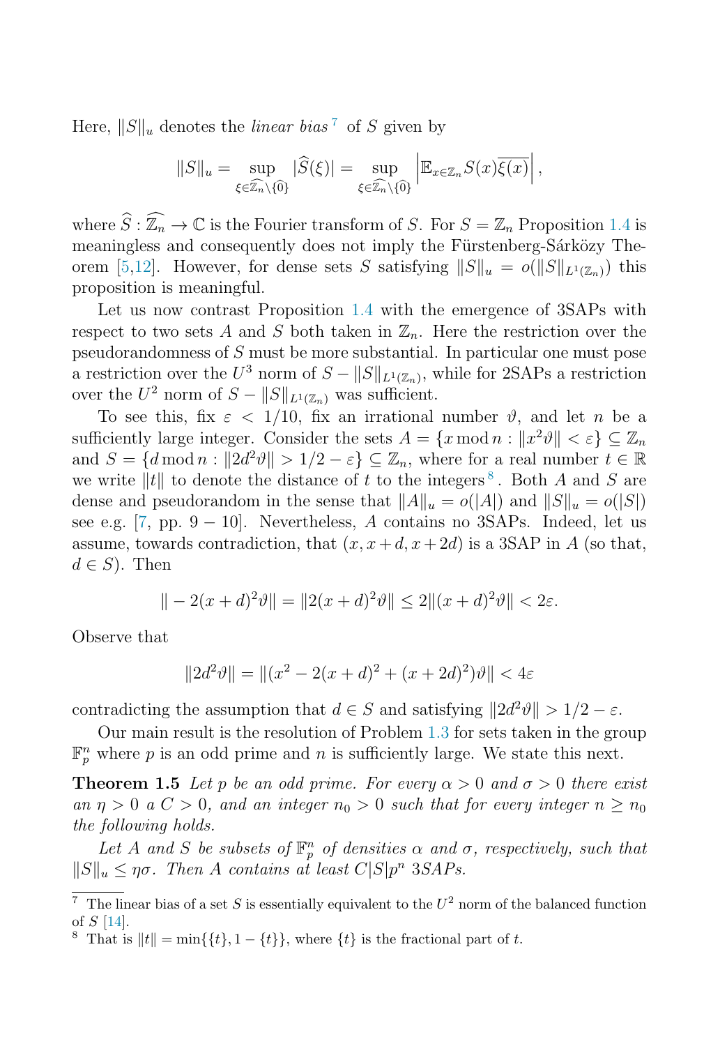Here, $\|S\|_u$ denotes the *linear bias* [7] of $S$ given by

$$\|S\|_u = \sup_{\xi \in \widehat{\mathbb{Z}_n} \setminus \{\widehat{0}\}} |\widehat{S}(\xi)| = \sup_{\xi \in \widehat{\mathbb{Z}_n} \setminus \{\widehat{0}\}} \left| \mathbb{E}_{x \in \mathbb{Z}_n} S(x) \overline{\xi(x)} \right|,$$

where $\widehat{S} : \widehat{\mathbb{Z}_n} \to \mathbb{C}$ is the Fourier transform of $S$. For $S = \mathbb{Z}_n$ Proposition 1.4 is meaningless and consequently does not imply the Fürstenberg-Sárközy Theorem [5,12]. However, for dense sets $S$ satisfying $\|S\|_u = o(\|S\|_{L^1(\mathbb{Z}_n)})$ this proposition is meaningful.

Let us now contrast Proposition 1.4 with the emergence of 3SAPs with respect to two sets $A$ and $S$ both taken in $\mathbb{Z}_n$. Here the restriction over the pseudorandomness of $S$ must be more substantial. In particular one must pose a restriction over the $U^3$ norm of $S - \|S\|_{L^1(\mathbb{Z}_n)}$, while for 2SAPs a restriction over the $U^2$ norm of $S - \|S\|_{L^1(\mathbb{Z}_n)}$ was sufficient.

To see this, fix $\varepsilon < 1/10$, fix an irrational number $\vartheta$, and let $n$ be a sufficiently large integer. Consider the sets $A = \{x \bmod n : \|x^2\vartheta\| < \varepsilon\} \subseteq \mathbb{Z}_n$ and $S = \{d \bmod n : \|2d^2\vartheta\| > 1/2 - \varepsilon\} \subseteq \mathbb{Z}_n$, where for a real number $t \in \mathbb{R}$ we write $\|t\|$ to denote the distance of $t$ to the integers [8]. Both $A$ and $S$ are dense and pseudorandom in the sense that $\|A\|_u = o(|A|)$ and $\|S\|_u = o(|S|)$ see e.g. [7, pp. 9 − 10]. Nevertheless, $A$ contains no 3SAPs. Indeed, let us assume, towards contradiction, that $(x, x+d, x+2d)$ is a 3SAP in $A$ (so that, $d \in S$). Then

$$\| -2(x+d)^2\vartheta\| = \|2(x+d)^2\vartheta\| \leq 2\|(x+d)^2\vartheta\| < 2\varepsilon.$$

Observe that

$$\|2d^2\vartheta\| = \|(x^2 - 2(x+d)^2 + (x+2d)^2)\vartheta\| < 4\varepsilon$$

contradicting the assumption that $d \in S$ and satisfying $\|2d^2\vartheta\| > 1/2 - \varepsilon$.

Our main result is the resolution of Problem 1.3 for sets taken in the group $\mathbb{F}_p^n$ where $p$ is an odd prime and $n$ is sufficiently large. We state this next.

**Theorem 1.5** *Let $p$ be an odd prime. For every $\alpha > 0$ and $\sigma > 0$ there exist an $\eta > 0$ a $C > 0$, and an integer $n_0 > 0$ such that for every integer $n \geq n_0$ the following holds.*

*Let $A$ and $S$ be subsets of $\mathbb{F}_p^n$ of densities $\alpha$ and $\sigma$, respectively, such that $\|S\|_u \leq \eta\sigma$. Then $A$ contains at least $C|S|p^n$ 3SAPs.*

---

[7] The linear bias of a set $S$ is essentially equivalent to the $U^2$ norm of the balanced function of $S$ [14].

[8] That is $\|t\| = \min\{\{t\}, 1 - \{t\}\}$, where $\{t\}$ is the fractional part of $t$.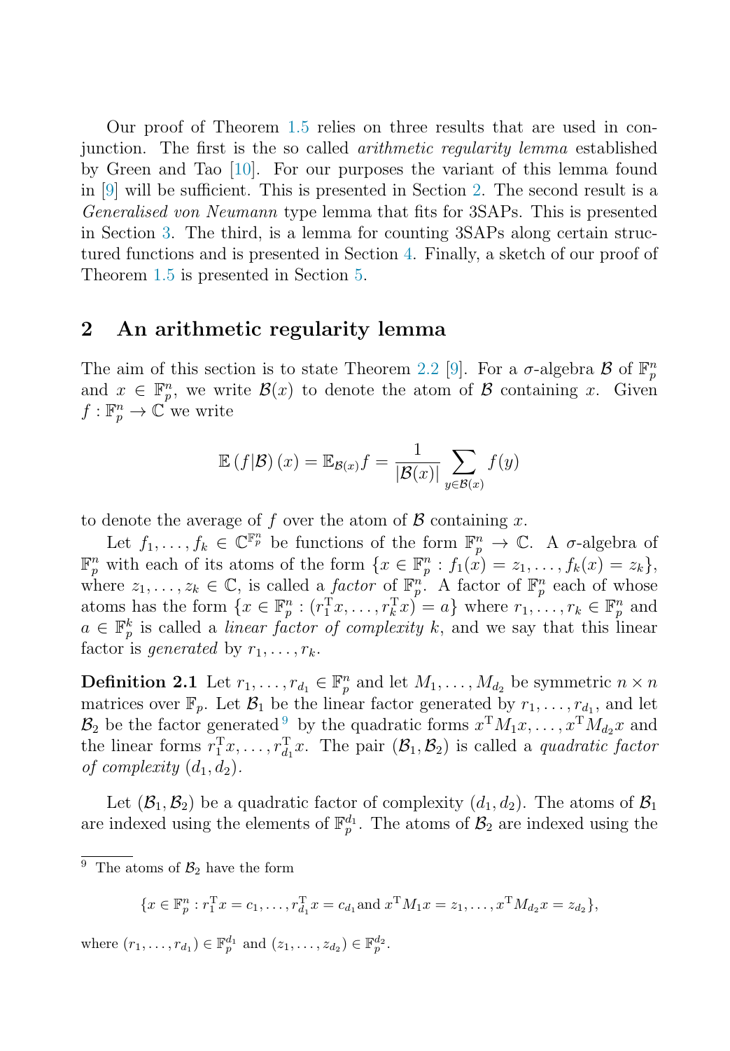Our proof of Theorem 1.5 relies on three results that are used in conjunction. The first is the so called *arithmetic regularity lemma* established by Green and Tao [10]. For our purposes the variant of this lemma found in [9] will be sufficient. This is presented in Section 2. The second result is a *Generalised von Neumann* type lemma that fits for 3SAPs. This is presented in Section 3. The third, is a lemma for counting 3SAPs along certain structured functions and is presented in Section 4. Finally, a sketch of our proof of Theorem 1.5 is presented in Section 5.

## 2 An arithmetic regularity lemma

The aim of this section is to state Theorem 2.2 [9]. For a $\sigma$-algebra $\mathcal{B}$ of $\mathbb{F}_p^n$ and $x \in \mathbb{F}_p^n$, we write $\mathcal{B}(x)$ to denote the atom of $\mathcal{B}$ containing $x$. Given $f : \mathbb{F}_p^n \to \mathbb{C}$ we write

$$\mathbb{E}\left(f|\mathcal{B}\right)(x) = \mathbb{E}_{\mathcal{B}(x)} f = \frac{1}{|\mathcal{B}(x)|} \sum_{y \in \mathcal{B}(x)} f(y)$$

to denote the average of $f$ over the atom of $\mathcal{B}$ containing $x$.

Let $f_1, \ldots, f_k \in \mathbb{C}^{\mathbb{F}_p^n}$ be functions of the form $\mathbb{F}_p^n \to \mathbb{C}$. A $\sigma$-algebra of $\mathbb{F}_p^n$ with each of its atoms of the form $\{x \in \mathbb{F}_p^n : f_1(x) = z_1, \ldots, f_k(x) = z_k\}$, where $z_1, \ldots, z_k \in \mathbb{C}$, is called a *factor* of $\mathbb{F}_p^n$. A factor of $\mathbb{F}_p^n$ each of whose atoms has the form $\{x \in \mathbb{F}_p^n : (r_1^{\mathrm{T}} x, \ldots, r_k^{\mathrm{T}} x) = a\}$ where $r_1, \ldots, r_k \in \mathbb{F}_p^n$ and $a \in \mathbb{F}_p^k$ is called a *linear factor of complexity* $k$, and we say that this linear factor is *generated* by $r_1, \ldots, r_k$.

**Definition 2.1** Let $r_1, \ldots, r_{d_1} \in \mathbb{F}_p^n$ and let $M_1, \ldots, M_{d_2}$ be symmetric $n \times n$ matrices over $\mathbb{F}_p$. Let $\mathcal{B}_1$ be the linear factor generated by $r_1, \ldots, r_{d_1}$, and let $\mathcal{B}_2$ be the factor generated[9] by the quadratic forms $x^{\mathrm{T}} M_1 x, \ldots, x^{\mathrm{T}} M_{d_2} x$ and the linear forms $r_1^{\mathrm{T}} x, \ldots, r_{d_1}^{\mathrm{T}} x$. The pair $(\mathcal{B}_1, \mathcal{B}_2)$ is called a *quadratic factor of complexity* $(d_1, d_2)$.

Let $(\mathcal{B}_1, \mathcal{B}_2)$ be a quadratic factor of complexity $(d_1, d_2)$. The atoms of $\mathcal{B}_1$ are indexed using the elements of $\mathbb{F}_p^{d_1}$. The atoms of $\mathcal{B}_2$ are indexed using the

---

[9] The atoms of $\mathcal{B}_2$ have the form

$$\{x \in \mathbb{F}_p^n : r_1^{\mathrm{T}} x = c_1, \ldots, r_{d_1}^{\mathrm{T}} x = c_{d_1} \text{and } x^{\mathrm{T}} M_1 x = z_1, \ldots, x^{\mathrm{T}} M_{d_2} x = z_{d_2}\},$$

where $(r_1, \ldots, r_{d_1}) \in \mathbb{F}_p^{d_1}$ and $(z_1, \ldots, z_{d_2}) \in \mathbb{F}_p^{d_2}$.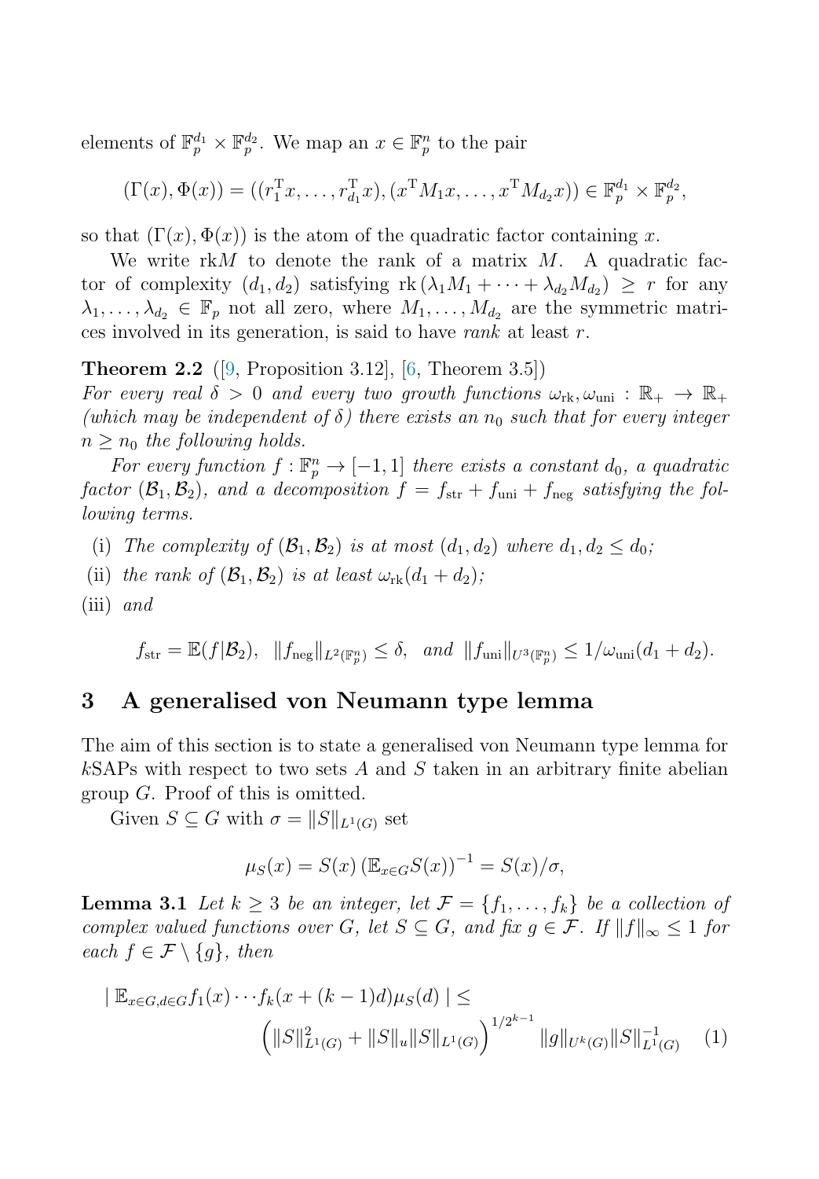elements of $\mathbb{F}_p^{d_1} \times \mathbb{F}_p^{d_2}$. We map an $x \in \mathbb{F}_p^n$ to the pair

$$(\Gamma(x), \Phi(x)) = ((r_1^{\mathrm{T}} x, \ldots, r_{d_1}^{\mathrm{T}} x), (x^{\mathrm{T}} M_1 x, \ldots, x^{\mathrm{T}} M_{d_2} x)) \in \mathbb{F}_p^{d_1} \times \mathbb{F}_p^{d_2},$$

so that $(\Gamma(x), \Phi(x))$ is the atom of the quadratic factor containing $x$.

We write $\mathrm{rk} M$ to denote the rank of a matrix $M$. A quadratic factor of complexity $(d_1, d_2)$ satisfying $\mathrm{rk}\,(\lambda_1 M_1 + \cdots + \lambda_{d_2} M_{d_2}) \geq r$ for any $\lambda_1, \ldots, \lambda_{d_2} \in \mathbb{F}_p$ not all zero, where $M_1, \ldots, M_{d_2}$ are the symmetric matrices involved in its generation, is said to have *rank* at least $r$.

**Theorem 2.2** ([9, Proposition 3.12], [6, Theorem 3.5]) *For every real $\delta > 0$ and every two growth functions $\omega_{\mathrm{rk}}, \omega_{\mathrm{uni}} : \mathbb{R}_+ \to \mathbb{R}_+$ (which may be independent of $\delta$) there exists an $n_0$ such that for every integer $n \geq n_0$ the following holds.*

*For every function $f : \mathbb{F}_p^n \to [-1, 1]$ there exists a constant $d_0$, a quadratic factor $(\mathcal{B}_1, \mathcal{B}_2)$, and a decomposition $f = f_{\mathrm{str}} + f_{\mathrm{uni}} + f_{\mathrm{neg}}$ satisfying the following terms.*

(i) *The complexity of $(\mathcal{B}_1, \mathcal{B}_2)$ is at most $(d_1, d_2)$ where $d_1, d_2 \leq d_0$;*

(ii) *the rank of $(\mathcal{B}_1, \mathcal{B}_2)$ is at least $\omega_{\mathrm{rk}}(d_1 + d_2)$;*

(iii) *and*

$$f_{\mathrm{str}} = \mathbb{E}(f|\mathcal{B}_2), \quad \|f_{\mathrm{neg}}\|_{L^2(\mathbb{F}_p^n)} \leq \delta, \quad \text{and} \quad \|f_{\mathrm{uni}}\|_{U^3(\mathbb{F}_p^n)} \leq 1/\omega_{\mathrm{uni}}(d_1 + d_2).$$

## 3 A generalised von Neumann type lemma

The aim of this section is to state a generalised von Neumann type lemma for $k$SAPs with respect to two sets $A$ and $S$ taken in an arbitrary finite abelian group $G$. Proof of this is omitted.

Given $S \subseteq G$ with $\sigma = \|S\|_{L^1(G)}$ set

$$\mu_S(x) = S(x) \left(\mathbb{E}_{x \in G} S(x)\right)^{-1} = S(x)/\sigma,$$

**Lemma 3.1** *Let $k \geq 3$ be an integer, let $\mathcal{F} = \{f_1, \ldots, f_k\}$ be a collection of complex valued functions over $G$, let $S \subseteq G$, and fix $g \in \mathcal{F}$. If $\|f\|_\infty \leq 1$ for each $f \in \mathcal{F} \setminus \{g\}$, then*

$$| \, \mathbb{E}_{x \in G, d \in G} f_1(x) \cdots f_k(x + (k-1)d) \mu_S(d) \, | \leq \left(\|S\|_{L^1(G)}^2 + \|S\|_u \|S\|_{L^1(G)}\right)^{1/2^{k-1}} \|g\|_{U^k(G)} \|S\|_{L^1(G)}^{-1} \quad (1)$$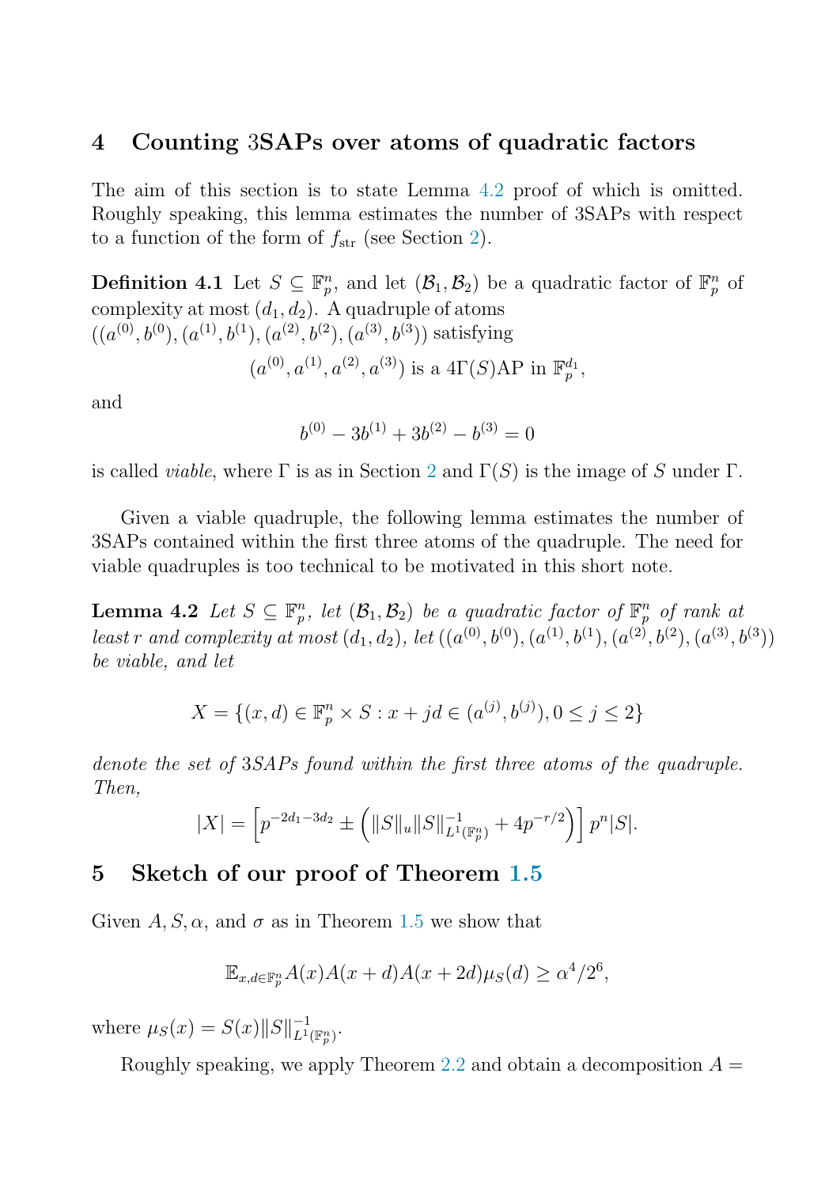## 4 Counting 3SAPs over atoms of quadratic factors

The aim of this section is to state Lemma 4.2 proof of which is omitted. Roughly speaking, this lemma estimates the number of 3SAPs with respect to a function of the form of $f_{\text{str}}$ (see Section 2).

**Definition 4.1** Let $S \subseteq \mathbb{F}_p^n$, and let $(\mathcal{B}_1, \mathcal{B}_2)$ be a quadratic factor of $\mathbb{F}_p^n$ of complexity at most $(d_1, d_2)$. A quadruple of atoms $((a^{(0)}, b^{(0)}), (a^{(1)}, b^{(1)}), (a^{(2)}, b^{(2)}), (a^{(3)}, b^{(3)}))$ satisfying

$$(a^{(0)}, a^{(1)}, a^{(2)}, a^{(3)}) \text{ is a } 4\Gamma(S)\text{AP in } \mathbb{F}_p^{d_1},$$

and

$$b^{(0)} - 3b^{(1)} + 3b^{(2)} - b^{(3)} = 0$$

is called *viable*, where $\Gamma$ is as in Section 2 and $\Gamma(S)$ is the image of $S$ under $\Gamma$.

Given a viable quadruple, the following lemma estimates the number of 3SAPs contained within the first three atoms of the quadruple. The need for viable quadruples is too technical to be motivated in this short note.

**Lemma 4.2** *Let $S \subseteq \mathbb{F}_p^n$, let $(\mathcal{B}_1, \mathcal{B}_2)$ be a quadratic factor of $\mathbb{F}_p^n$ of rank at least $r$ and complexity at most $(d_1, d_2)$, let $((a^{(0)}, b^{(0)}), (a^{(1)}, b^{(1)}), (a^{(2)}, b^{(2)}), (a^{(3)}, b^{(3)}))$ be viable, and let*

$$X = \{(x, d) \in \mathbb{F}_p^n \times S : x + jd \in (a^{(j)}, b^{(j)}), 0 \leq j \leq 2\}$$

*denote the set of 3SAPs found within the first three atoms of the quadruple. Then,*

$$|X| = \left[p^{-2d_1 - 3d_2} \pm \left(\|S\|_u \|S\|_{L^1(\mathbb{F}_p^n)}^{-1} + 4p^{-r/2}\right)\right] p^n |S|.$$

## 5 Sketch of our proof of Theorem 1.5

Given $A, S, \alpha$, and $\sigma$ as in Theorem 1.5 we show that

$$\mathbb{E}_{x,d \in \mathbb{F}_p^n} A(x)A(x+d)A(x+2d)\mu_S(d) \geq \alpha^4/2^6,$$

where $\mu_S(x) = S(x)\|S\|_{L^1(\mathbb{F}_p^n)}^{-1}$.

Roughly speaking, we apply Theorem 2.2 and obtain a decomposition $A =$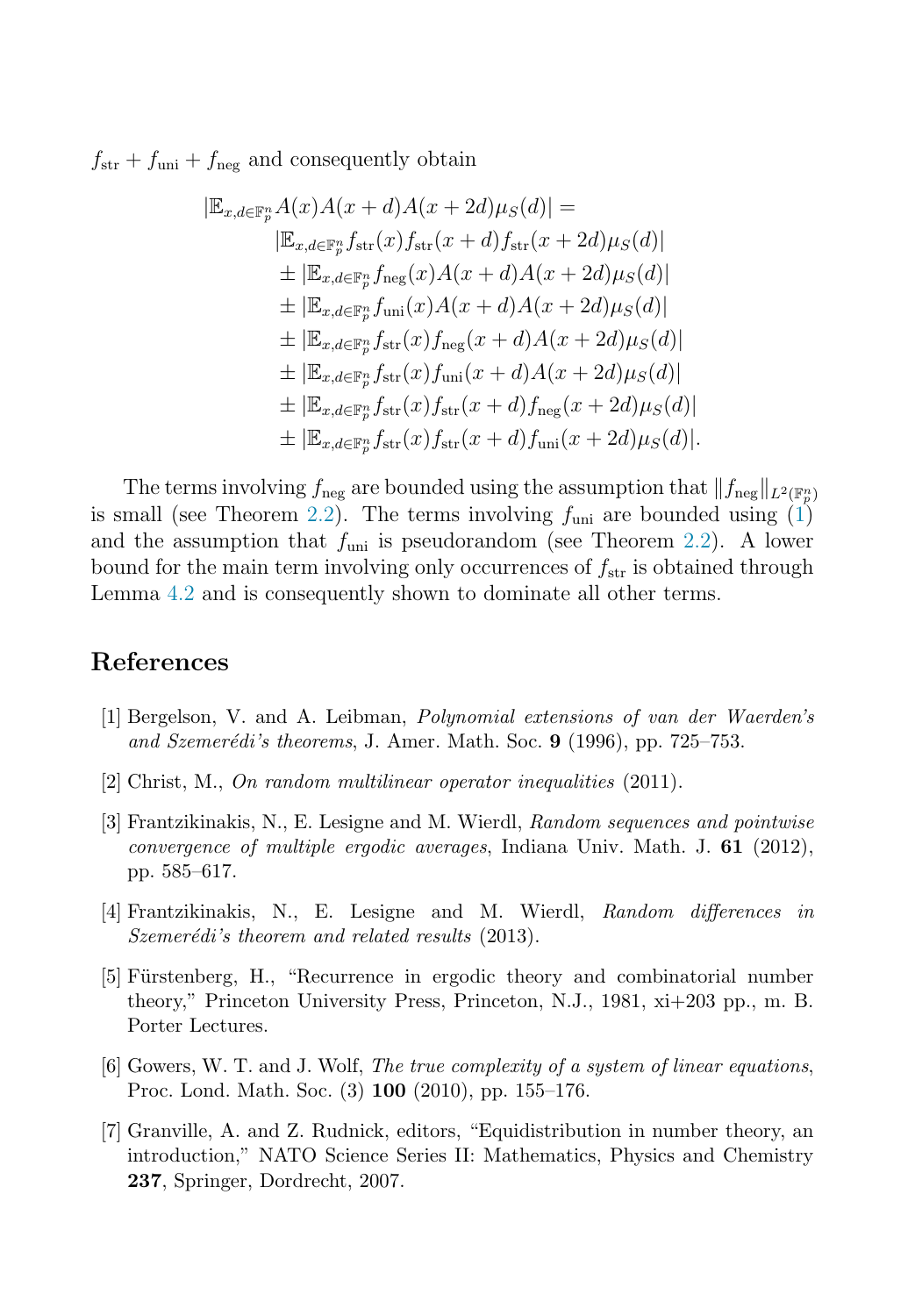$f_{\mathrm{str}} + f_{\mathrm{uni}} + f_{\mathrm{neg}}$ and consequently obtain

$$
\begin{aligned}
|\mathbb{E}_{x,d \in \mathbb{F}_p^n} A(x)A(x+d)A(x+2d)\mu_S(d)| = \\
&|\mathbb{E}_{x,d \in \mathbb{F}_p^n} f_{\mathrm{str}}(x) f_{\mathrm{str}}(x+d) f_{\mathrm{str}}(x+2d)\mu_S(d)| \\
&\pm |\mathbb{E}_{x,d \in \mathbb{F}_p^n} f_{\mathrm{neg}}(x) A(x+d) A(x+2d)\mu_S(d)| \\
&\pm |\mathbb{E}_{x,d \in \mathbb{F}_p^n} f_{\mathrm{uni}}(x) A(x+d) A(x+2d)\mu_S(d)| \\
&\pm |\mathbb{E}_{x,d \in \mathbb{F}_p^n} f_{\mathrm{str}}(x) f_{\mathrm{neg}}(x+d) A(x+2d)\mu_S(d)| \\
&\pm |\mathbb{E}_{x,d \in \mathbb{F}_p^n} f_{\mathrm{str}}(x) f_{\mathrm{uni}}(x+d) A(x+2d)\mu_S(d)| \\
&\pm |\mathbb{E}_{x,d \in \mathbb{F}_p^n} f_{\mathrm{str}}(x) f_{\mathrm{str}}(x+d) f_{\mathrm{neg}}(x+2d)\mu_S(d)| \\
&\pm |\mathbb{E}_{x,d \in \mathbb{F}_p^n} f_{\mathrm{str}}(x) f_{\mathrm{str}}(x+d) f_{\mathrm{uni}}(x+2d)\mu_S(d)|.
\end{aligned}
$$

The terms involving $f_{\mathrm{neg}}$ are bounded using the assumption that $\|f_{\mathrm{neg}}\|_{L^2(\mathbb{F}_p^n)}$ is small (see Theorem 2.2). The terms involving $f_{\mathrm{uni}}$ are bounded using (1) and the assumption that $f_{\mathrm{uni}}$ is pseudorandom (see Theorem 2.2). A lower bound for the main term involving only occurrences of $f_{\mathrm{str}}$ is obtained through Lemma 4.2 and is consequently shown to dominate all other terms.

## References

[1] Bergelson, V. and A. Leibman, *Polynomial extensions of van der Waerden's and Szemerédi's theorems*, J. Amer. Math. Soc. **9** (1996), pp. 725–753.

[2] Christ, M., *On random multilinear operator inequalities* (2011).

[3] Frantzikinakis, N., E. Lesigne and M. Wierdl, *Random sequences and pointwise convergence of multiple ergodic averages*, Indiana Univ. Math. J. **61** (2012), pp. 585–617.

[4] Frantzikinakis, N., E. Lesigne and M. Wierdl, *Random differences in Szemerédi's theorem and related results* (2013).

[5] Fürstenberg, H., "Recurrence in ergodic theory and combinatorial number theory," Princeton University Press, Princeton, N.J., 1981, xi+203 pp., m. B. Porter Lectures.

[6] Gowers, W. T. and J. Wolf, *The true complexity of a system of linear equations*, Proc. Lond. Math. Soc. (3) **100** (2010), pp. 155–176.

[7] Granville, A. and Z. Rudnick, editors, "Equidistribution in number theory, an introduction," NATO Science Series II: Mathematics, Physics and Chemistry **237**, Springer, Dordrecht, 2007.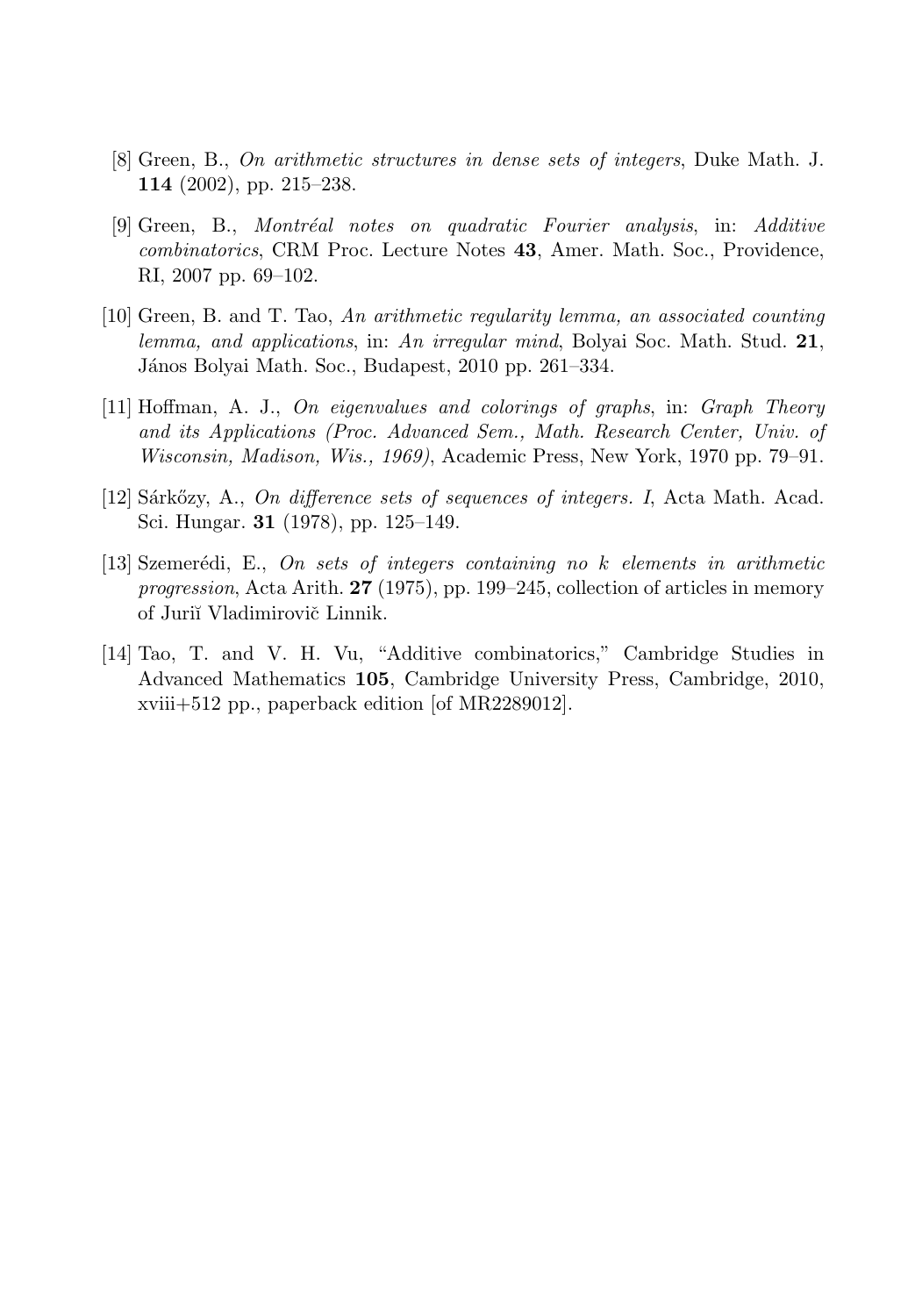[8] Green, B., *On arithmetic structures in dense sets of integers*, Duke Math. J. **114** (2002), pp. 215–238.

[9] Green, B., *Montréal notes on quadratic Fourier analysis*, in: *Additive combinatorics*, CRM Proc. Lecture Notes **43**, Amer. Math. Soc., Providence, RI, 2007 pp. 69–102.

[10] Green, B. and T. Tao, *An arithmetic regularity lemma, an associated counting lemma, and applications*, in: *An irregular mind*, Bolyai Soc. Math. Stud. **21**, János Bolyai Math. Soc., Budapest, 2010 pp. 261–334.

[11] Hoffman, A. J., *On eigenvalues and colorings of graphs*, in: *Graph Theory and its Applications (Proc. Advanced Sem., Math. Research Center, Univ. of Wisconsin, Madison, Wis., 1969)*, Academic Press, New York, 1970 pp. 79–91.

[12] Sárközy, A., *On difference sets of sequences of integers. I*, Acta Math. Acad. Sci. Hungar. **31** (1978), pp. 125–149.

[13] Szemerédi, E., *On sets of integers containing no $k$ elements in arithmetic progression*, Acta Arith. **27** (1975), pp. 199–245, collection of articles in memory of Juriĭ Vladimirovič Linnik.

[14] Tao, T. and V. H. Vu, "Additive combinatorics," Cambridge Studies in Advanced Mathematics **105**, Cambridge University Press, Cambridge, 2010, xviii+512 pp., paperback edition [of MR2289012].